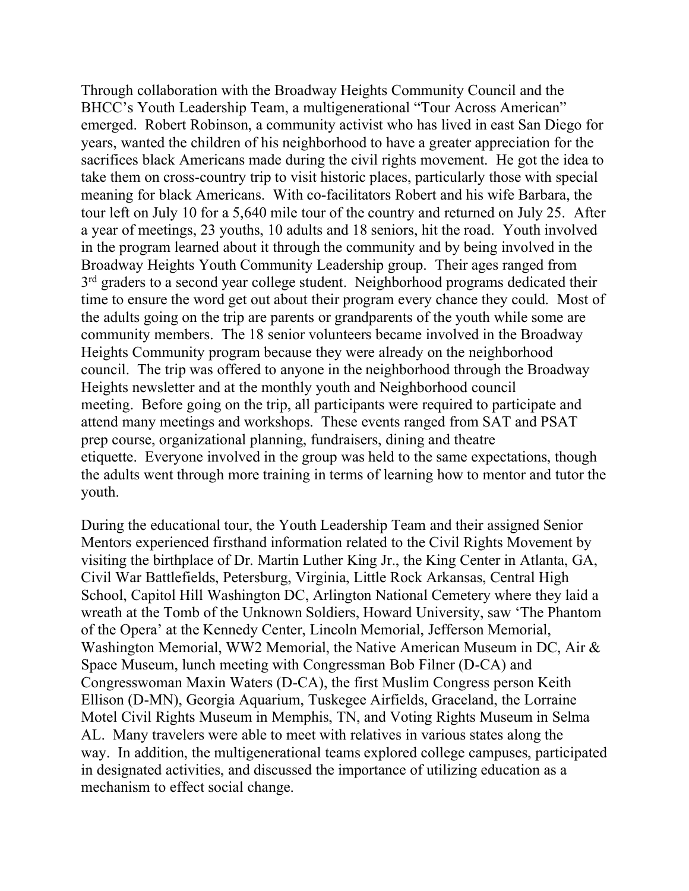Through collaboration with the Broadway Heights Community Council and the BHCC's Youth Leadership Team, a multigenerational "Tour Across American" emerged. Robert Robinson, a community activist who has lived in east San Diego for years, wanted the children of his neighborhood to have a greater appreciation for the sacrifices black Americans made during the civil rights movement. He got the idea to take them on cross-country trip to visit historic places, particularly those with special meaning for black Americans. With co-facilitators Robert and his wife Barbara, the tour left on July 10 for a 5,640 mile tour of the country and returned on July 25. After a year of meetings, 23 youths, 10 adults and 18 seniors, hit the road. Youth involved in the program learned about it through the community and by being involved in the Broadway Heights Youth Community Leadership group. Their ages ranged from 3rd graders to a second year college student. Neighborhood programs dedicated their time to ensure the word get out about their program every chance they could. Most of the adults going on the trip are parents or grandparents of the youth while some are community members. The 18 senior volunteers became involved in the Broadway Heights Community program because they were already on the neighborhood council. The trip was offered to anyone in the neighborhood through the Broadway Heights newsletter and at the monthly youth and Neighborhood council meeting. Before going on the trip, all participants were required to participate and attend many meetings and workshops. These events ranged from SAT and PSAT prep course, organizational planning, fundraisers, dining and theatre etiquette. Everyone involved in the group was held to the same expectations, though the adults went through more training in terms of learning how to mentor and tutor the youth.

During the educational tour, the Youth Leadership Team and their assigned Senior Mentors experienced firsthand information related to the Civil Rights Movement by visiting the birthplace of Dr. Martin Luther King Jr., the King Center in Atlanta, GA, Civil War Battlefields, Petersburg, Virginia, Little Rock Arkansas, Central High School, Capitol Hill Washington DC, Arlington National Cemetery where they laid a wreath at the Tomb of the Unknown Soldiers, Howard University, saw 'The Phantom of the Opera' at the Kennedy Center, Lincoln Memorial, Jefferson Memorial, Washington Memorial, WW2 Memorial, the Native American Museum in DC, Air & Space Museum, lunch meeting with Congressman Bob Filner (D-CA) and Congresswoman Maxin Waters (D-CA), the first Muslim Congress person Keith Ellison (D-MN), Georgia Aquarium, Tuskegee Airfields, Graceland, the Lorraine Motel Civil Rights Museum in Memphis, TN, and Voting Rights Museum in Selma AL. Many travelers were able to meet with relatives in various states along the way. In addition, the multigenerational teams explored college campuses, participated in designated activities, and discussed the importance of utilizing education as a mechanism to effect social change.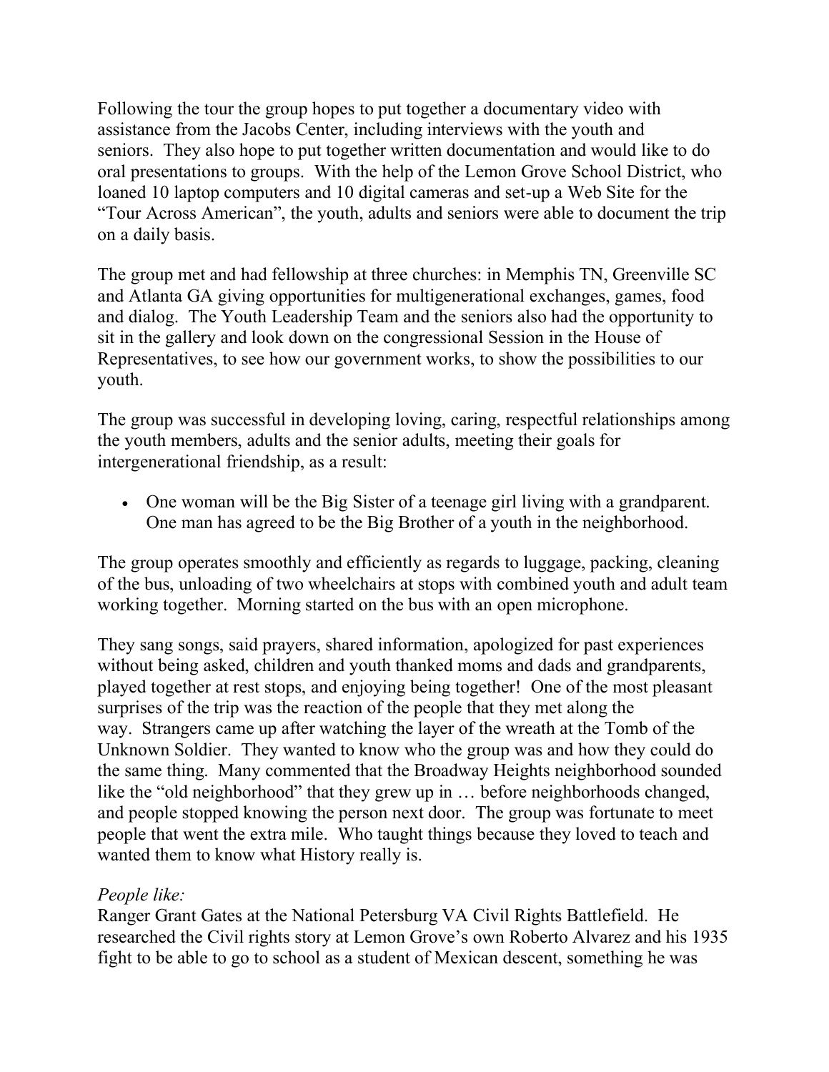Following the tour the group hopes to put together a documentary video with assistance from the Jacobs Center, including interviews with the youth and seniors. They also hope to put together written documentation and would like to do oral presentations to groups. With the help of the Lemon Grove School District, who loaned 10 laptop computers and 10 digital cameras and set-up a Web Site for the "Tour Across American", the youth, adults and seniors were able to document the trip on a daily basis.

The group met and had fellowship at three churches: in Memphis TN, Greenville SC and Atlanta GA giving opportunities for multigenerational exchanges, games, food and dialog. The Youth Leadership Team and the seniors also had the opportunity to sit in the gallery and look down on the congressional Session in the House of Representatives, to see how our government works, to show the possibilities to our youth.

The group was successful in developing loving, caring, respectful relationships among the youth members, adults and the senior adults, meeting their goals for intergenerational friendship, as a result:

- One woman will be the Big Sister of a teenage girl living with a grandparent. One man has agreed to be the Big Brother of a youth in the neighborhood.

The group operates smoothly and efficiently as regards to luggage, packing, cleaning of the bus, unloading of two wheelchairs at stops with combined youth and adult team working together. Morning started on the bus with an open microphone.

They sang songs, said prayers, shared information, apologized for past experiences without being asked, children and youth thanked moms and dads and grandparents, played together at rest stops, and enjoying being together! One of the most pleasant surprises of the trip was the reaction of the people that they met along the way. Strangers came up after watching the layer of the wreath at the Tomb of the Unknown Soldier. They wanted to know who the group was and how they could do the same thing. Many commented that the Broadway Heights neighborhood sounded like the "old neighborhood" that they grew up in … before neighborhoods changed, and people stopped knowing the person next door. The group was fortunate to meet people that went the extra mile. Who taught things because they loved to teach and wanted them to know what History really is.

*People like:*
Ranger Grant Gates at the National Petersburg VA Civil Rights Battlefield. He researched the Civil rights story at Lemon Grove's own Roberto Alvarez and his 1935 fight to be able to go to school as a student of Mexican descent, something he was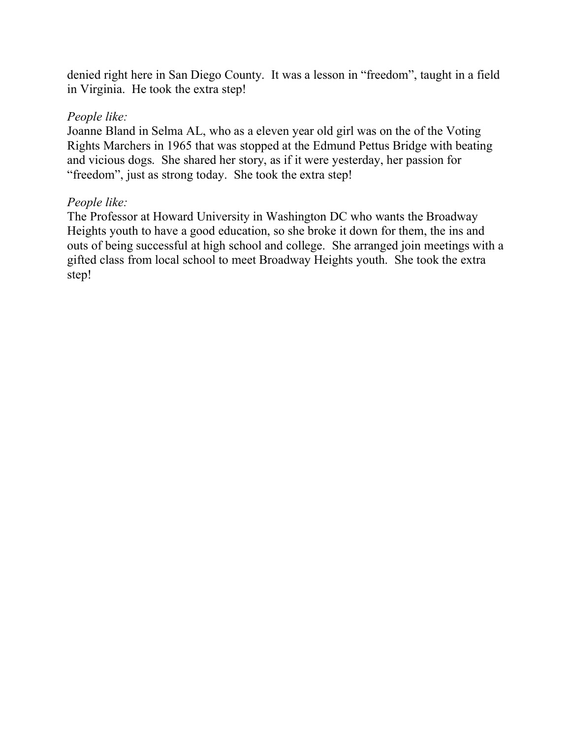denied right here in San Diego County. It was a lesson in "freedom", taught in a field in Virginia. He took the extra step!

*People like:*
Joanne Bland in Selma AL, who as a eleven year old girl was on the of the Voting Rights Marchers in 1965 that was stopped at the Edmund Pettus Bridge with beating and vicious dogs. She shared her story, as if it were yesterday, her passion for "freedom", just as strong today. She took the extra step!

*People like:*
The Professor at Howard University in Washington DC who wants the Broadway Heights youth to have a good education, so she broke it down for them, the ins and outs of being successful at high school and college. She arranged join meetings with a gifted class from local school to meet Broadway Heights youth. She took the extra step!